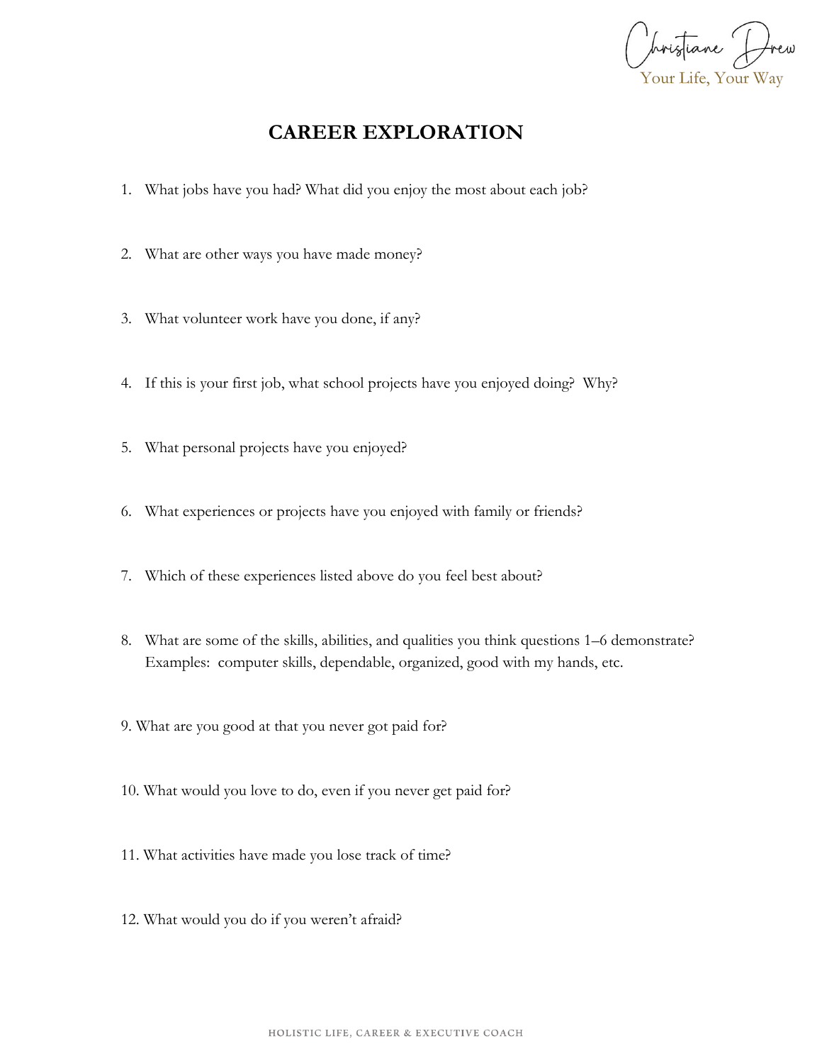# CAREER EXPLORATION

1. What jobs have you had? What did you enjoy the most about each job?

2. What are other ways you have made money?

3. What volunteer work have you done, if any?

4. If this is your first job, what school projects have you enjoyed doing? Why?

5. What personal projects have you enjoyed?

6. What experiences or projects have you enjoyed with family or friends?

7. Which of these experiences listed above do you feel best about?

8. What are some of the skills, abilities, and qualities you think questions 1–6 demonstrate? Examples: computer skills, dependable, organized, good with my hands, etc.

9. What are you good at that you never got paid for?

10. What would you love to do, even if you never get paid for?

11. What activities have made you lose track of time?

12. What would you do if you weren't afraid?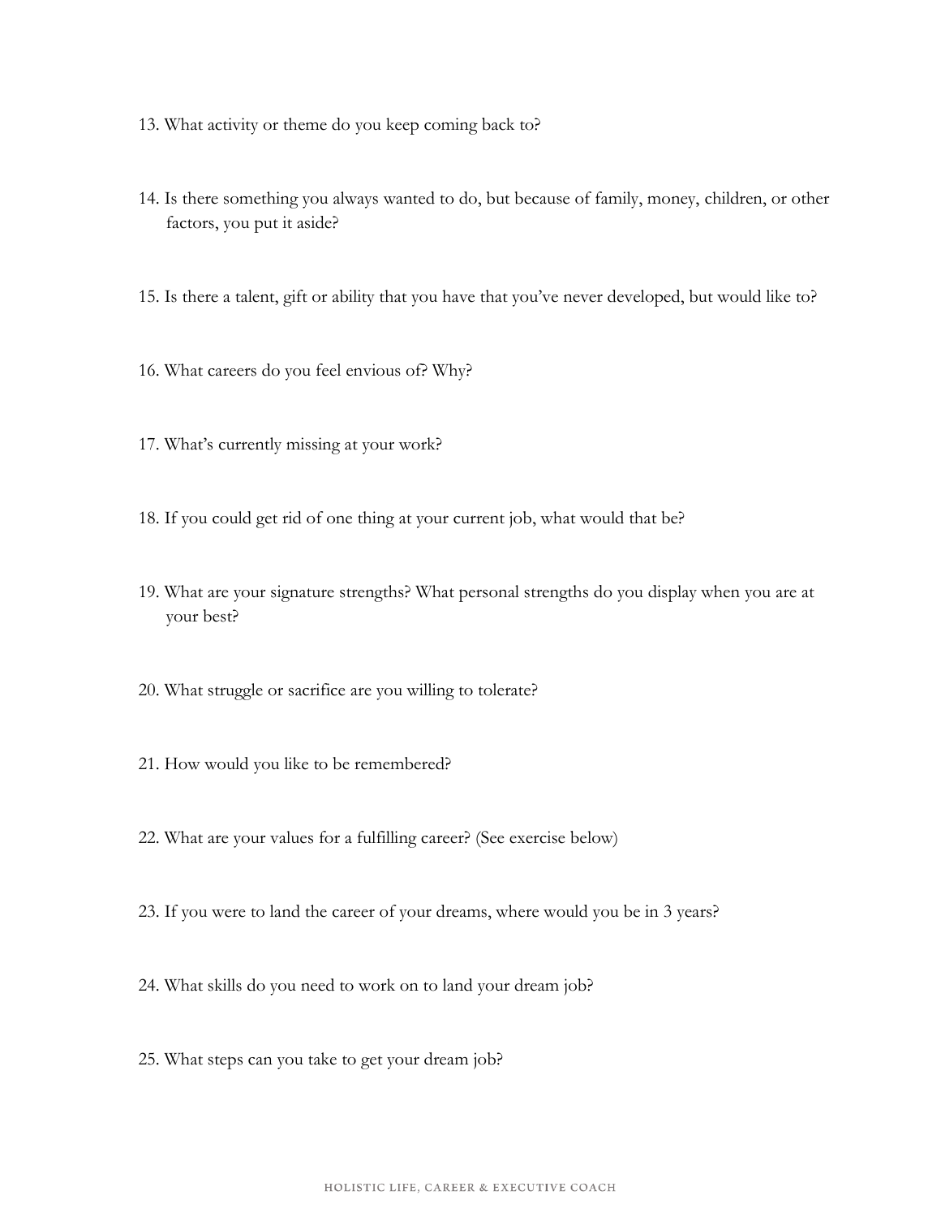13. What activity or theme do you keep coming back to?

14. Is there something you always wanted to do, but because of family, money, children, or other factors, you put it aside?

15. Is there a talent, gift or ability that you have that you've never developed, but would like to?

16. What careers do you feel envious of? Why?

17. What's currently missing at your work?

18. If you could get rid of one thing at your current job, what would that be?

19. What are your signature strengths? What personal strengths do you display when you are at your best?

20. What struggle or sacrifice are you willing to tolerate?

21. How would you like to be remembered?

22. What are your values for a fulfilling career? (See exercise below)

23. If you were to land the career of your dreams, where would you be in 3 years?

24. What skills do you need to work on to land your dream job?

25. What steps can you take to get your dream job?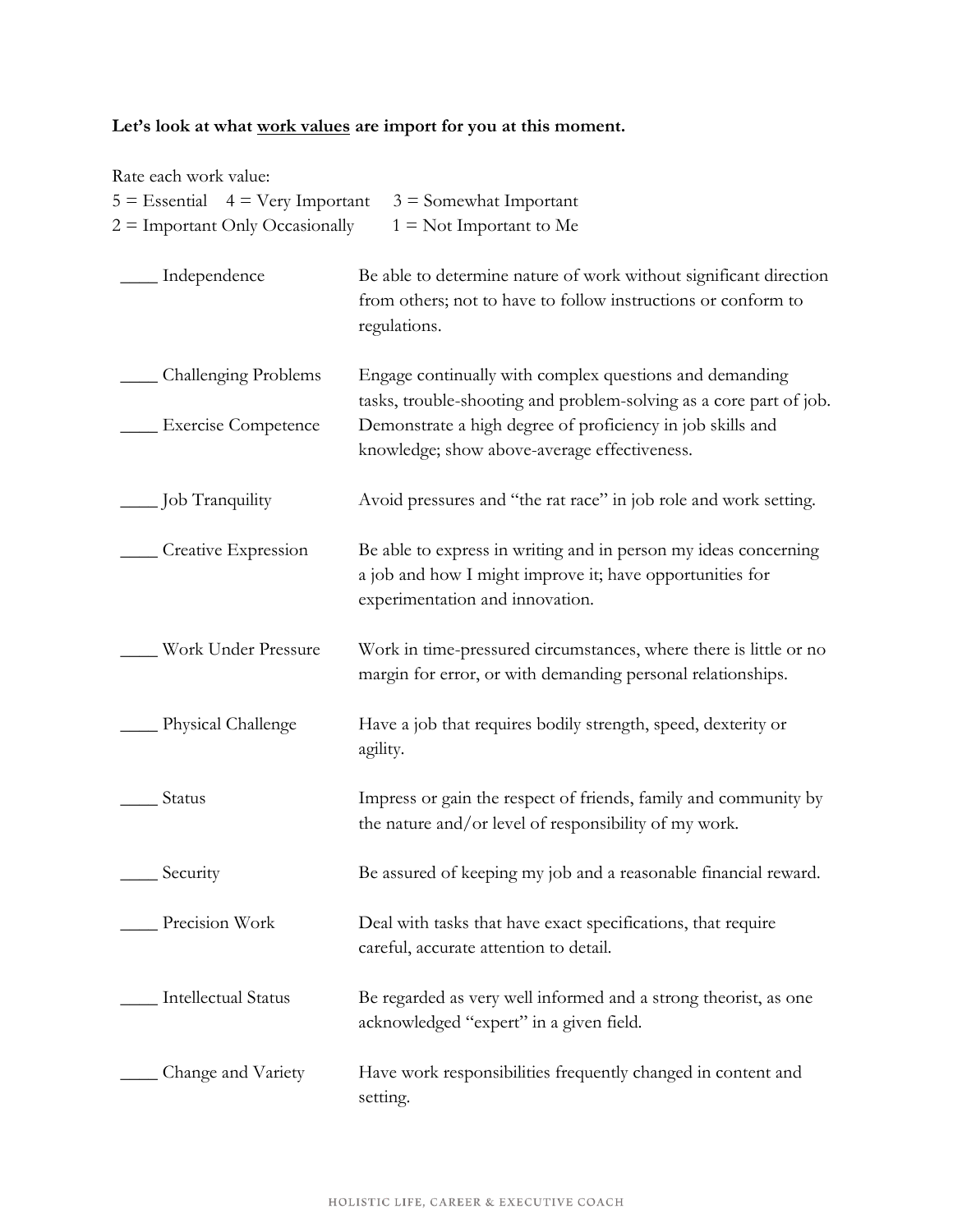**Let's look at what <u>work values</u> are import for you at this moment.**

Rate each work value:
5 = Essential 4 = Very Important 3 = Somewhat Important
2 = Important Only Occasionally 1 = Not Important to Me

| Rating | Work Value | Description |
|---|---|---|
| ____ | Independence | Be able to determine nature of work without significant direction from others; not to have to follow instructions or conform to regulations. |
| ____ | Challenging Problems | Engage continually with complex questions and demanding tasks, trouble-shooting and problem-solving as a core part of job. |
| ____ | Exercise Competence | Demonstrate a high degree of proficiency in job skills and knowledge; show above-average effectiveness. |
| ____ | Job Tranquility | Avoid pressures and "the rat race" in job role and work setting. |
| ____ | Creative Expression | Be able to express in writing and in person my ideas concerning a job and how I might improve it; have opportunities for experimentation and innovation. |
| ____ | Work Under Pressure | Work in time-pressured circumstances, where there is little or no margin for error, or with demanding personal relationships. |
| ____ | Physical Challenge | Have a job that requires bodily strength, speed, dexterity or agility. |
| ____ | Status | Impress or gain the respect of friends, family and community by the nature and/or level of responsibility of my work. |
| ____ | Security | Be assured of keeping my job and a reasonable financial reward. |
| ____ | Precision Work | Deal with tasks that have exact specifications, that require careful, accurate attention to detail. |
| ____ | Intellectual Status | Be regarded as very well informed and a strong theorist, as one acknowledged "expert" in a given field. |
| ____ | Change and Variety | Have work responsibilities frequently changed in content and setting. |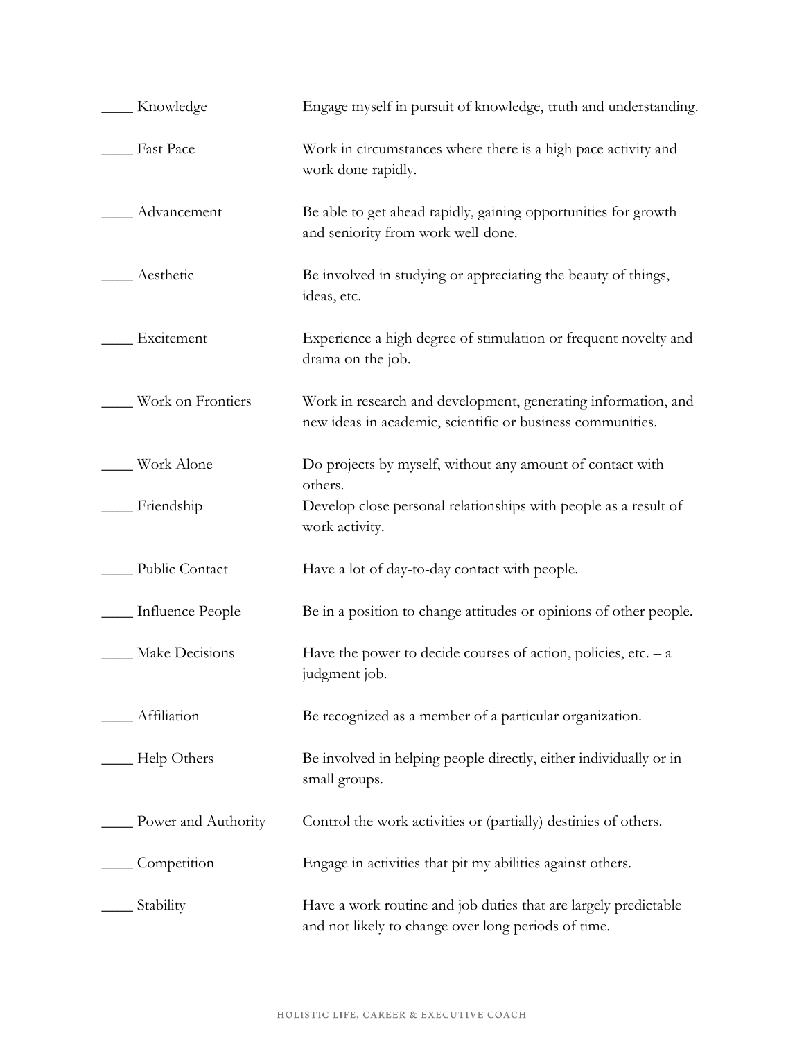| | |
|---|---|
| ____ Knowledge | Engage myself in pursuit of knowledge, truth and understanding. |
| ____ Fast Pace | Work in circumstances where there is a high pace activity and work done rapidly. |
| ____ Advancement | Be able to get ahead rapidly, gaining opportunities for growth and seniority from work well-done. |
| ____ Aesthetic | Be involved in studying or appreciating the beauty of things, ideas, etc. |
| ____ Excitement | Experience a high degree of stimulation or frequent novelty and drama on the job. |
| ____ Work on Frontiers | Work in research and development, generating information, and new ideas in academic, scientific or business communities. |
| ____ Work Alone | Do projects by myself, without any amount of contact with others. |
| ____ Friendship | Develop close personal relationships with people as a result of work activity. |
| ____ Public Contact | Have a lot of day-to-day contact with people. |
| ____ Influence People | Be in a position to change attitudes or opinions of other people. |
| ____ Make Decisions | Have the power to decide courses of action, policies, etc. – a judgment job. |
| ____ Affiliation | Be recognized as a member of a particular organization. |
| ____ Help Others | Be involved in helping people directly, either individually or in small groups. |
| ____ Power and Authority | Control the work activities or (partially) destinies of others. |
| ____ Competition | Engage in activities that pit my abilities against others. |
| ____ Stability | Have a work routine and job duties that are largely predictable and not likely to change over long periods of time. |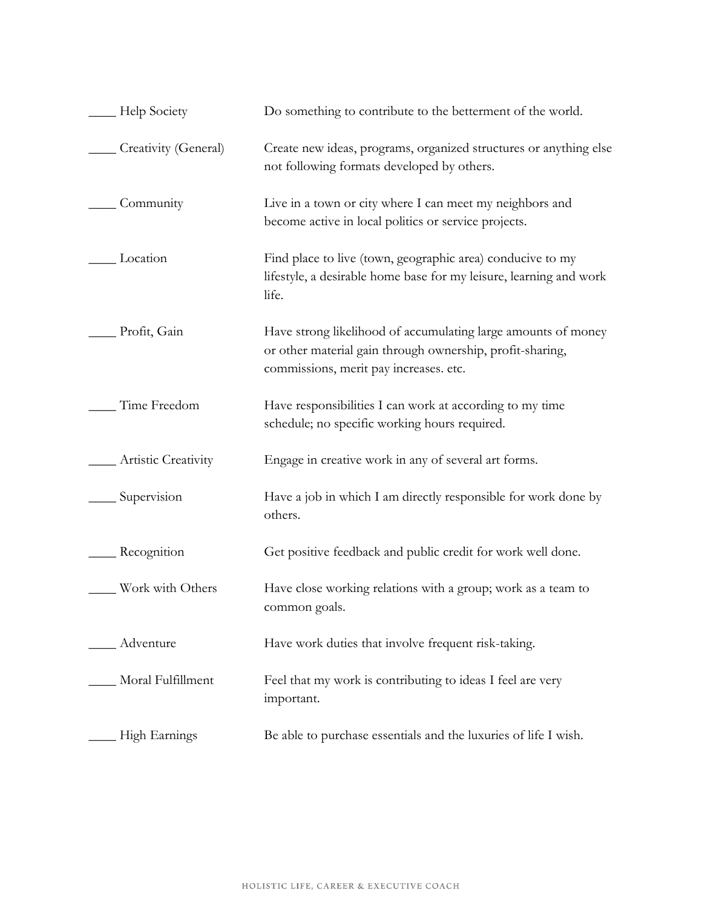| | |
|---|---|
| ____ Help Society | Do something to contribute to the betterment of the world. |
| ____ Creativity (General) | Create new ideas, programs, organized structures or anything else not following formats developed by others. |
| ____ Community | Live in a town or city where I can meet my neighbors and become active in local politics or service projects. |
| ____ Location | Find place to live (town, geographic area) conducive to my lifestyle, a desirable home base for my leisure, learning and work life. |
| ____ Profit, Gain | Have strong likelihood of accumulating large amounts of money or other material gain through ownership, profit-sharing, commissions, merit pay increases. etc. |
| ____ Time Freedom | Have responsibilities I can work at according to my time schedule; no specific working hours required. |
| ____ Artistic Creativity | Engage in creative work in any of several art forms. |
| ____ Supervision | Have a job in which I am directly responsible for work done by others. |
| ____ Recognition | Get positive feedback and public credit for work well done. |
| ____ Work with Others | Have close working relations with a group; work as a team to common goals. |
| ____ Adventure | Have work duties that involve frequent risk-taking. |
| ____ Moral Fulfillment | Feel that my work is contributing to ideas I feel are very important. |
| ____ High Earnings | Be able to purchase essentials and the luxuries of life I wish. |